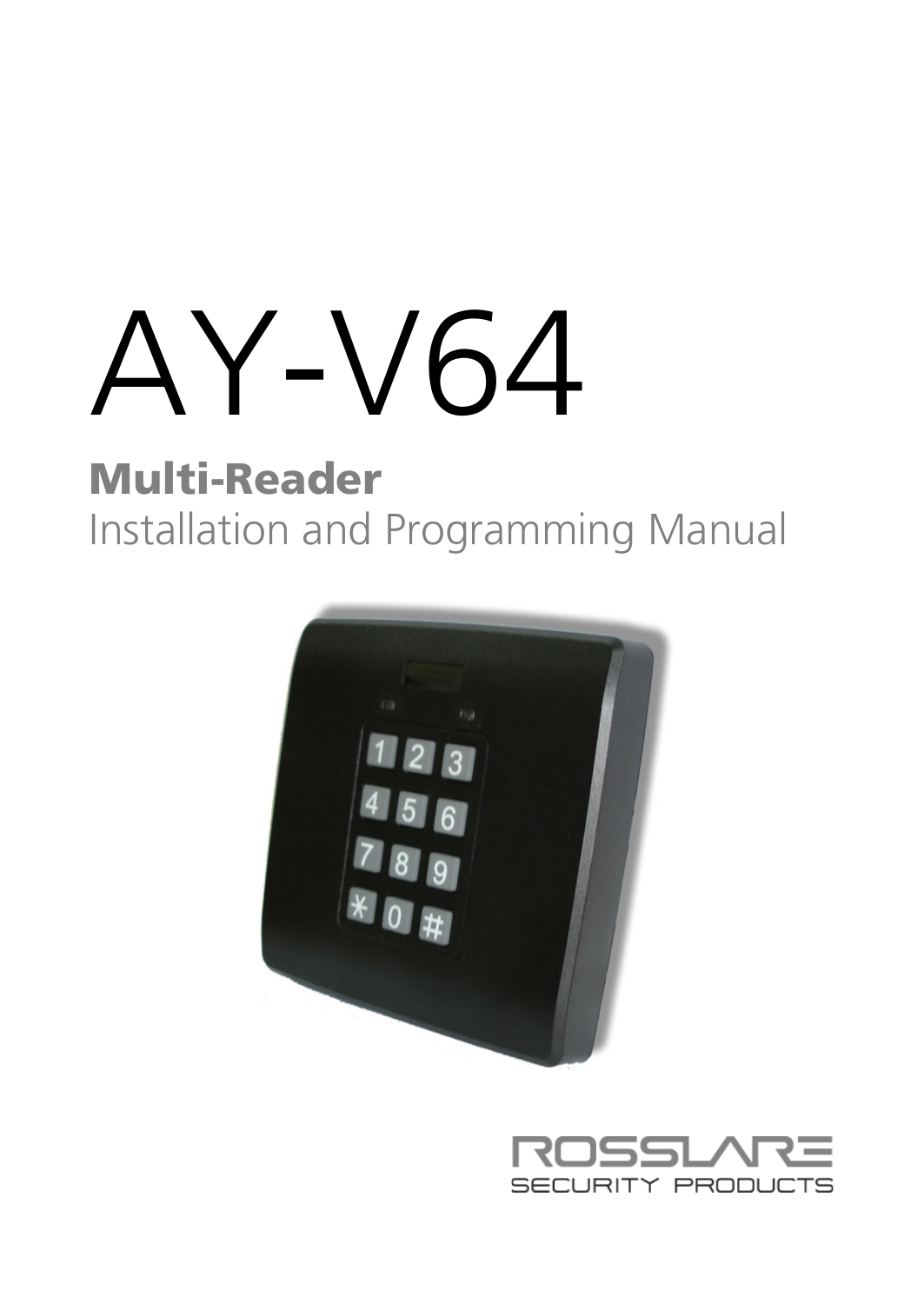# AY-V64

## Multi-Reader

Installation and Programming Manual

ROSSLARE

SECURITY PRODUCTS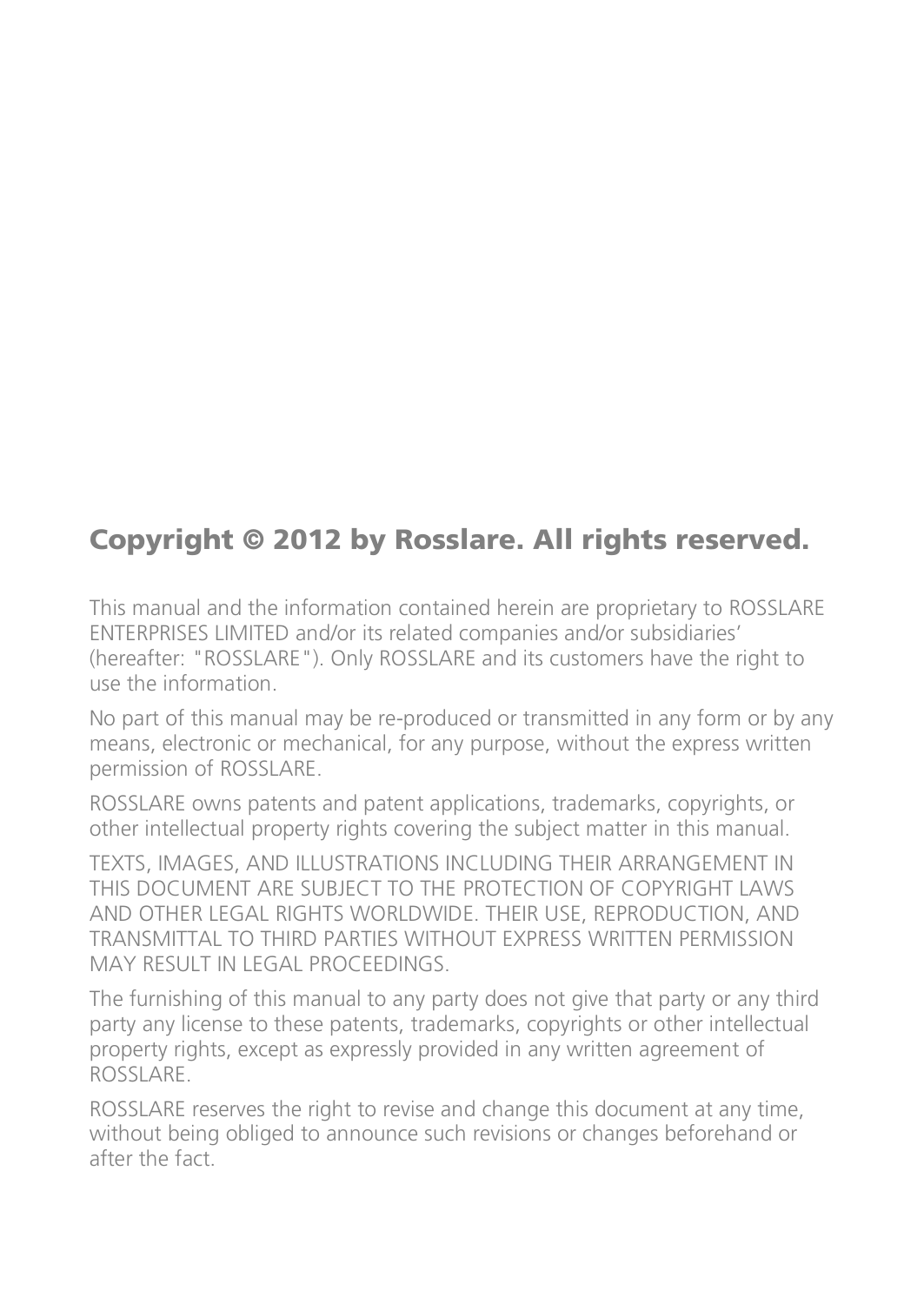## Copyright © 2012 by Rosslare. All rights reserved.

This manual and the information contained herein are proprietary to ROSSLARE ENTERPRISES LIMITED and/or its related companies and/or subsidiaries' (hereafter: "ROSSLARE"). Only ROSSLARE and its customers have the right to use the information.

No part of this manual may be re-produced or transmitted in any form or by any means, electronic or mechanical, for any purpose, without the express written permission of ROSSLARE.

ROSSLARE owns patents and patent applications, trademarks, copyrights, or other intellectual property rights covering the subject matter in this manual.

TEXTS, IMAGES, AND ILLUSTRATIONS INCLUDING THEIR ARRANGEMENT IN THIS DOCUMENT ARE SUBJECT TO THE PROTECTION OF COPYRIGHT LAWS AND OTHER LEGAL RIGHTS WORLDWIDE. THEIR USE, REPRODUCTION, AND TRANSMITTAL TO THIRD PARTIES WITHOUT EXPRESS WRITTEN PERMISSION MAY RESULT IN LEGAL PROCEEDINGS.

The furnishing of this manual to any party does not give that party or any third party any license to these patents, trademarks, copyrights or other intellectual property rights, except as expressly provided in any written agreement of ROSSLARE.

ROSSLARE reserves the right to revise and change this document at any time, without being obliged to announce such revisions or changes beforehand or after the fact.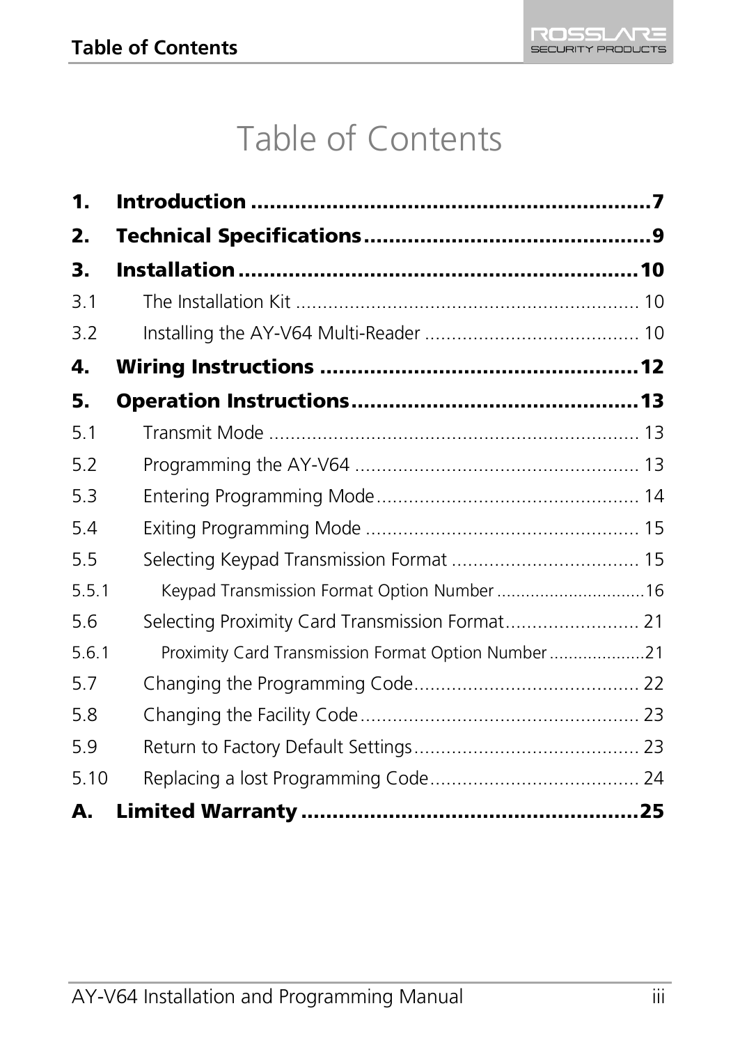# Table of Contents

**1. Introduction .................................................................7**

**2. Technical Specifications .............................................9**

**3. Installation ................................................................10**

3.1 The Installation Kit ................................................................ 10

3.2 Installing the AY-V64 Multi-Reader ........................................ 10

**4. Wiring Instructions ...................................................12**

**5. Operation Instructions ..............................................13**

5.1 Transmit Mode ..................................................................... 13

5.2 Programming the AY-V64 ..................................................... 13

5.3 Entering Programming Mode ................................................. 14

5.4 Exiting Programming Mode ................................................... 15

5.5 Selecting Keypad Transmission Format ................................... 15

5.5.1 Keypad Transmission Format Option Number ...............................16

5.6 Selecting Proximity Card Transmission Format......................... 21

5.6.1 Proximity Card Transmission Format Option Number ....................21

5.7 Changing the Programming Code.......................................... 22

5.8 Changing the Facility Code .................................................... 23

5.9 Return to Factory Default Settings.......................................... 23

5.10 Replacing a lost Programming Code....................................... 24

**A. Limited Warranty .....................................................25**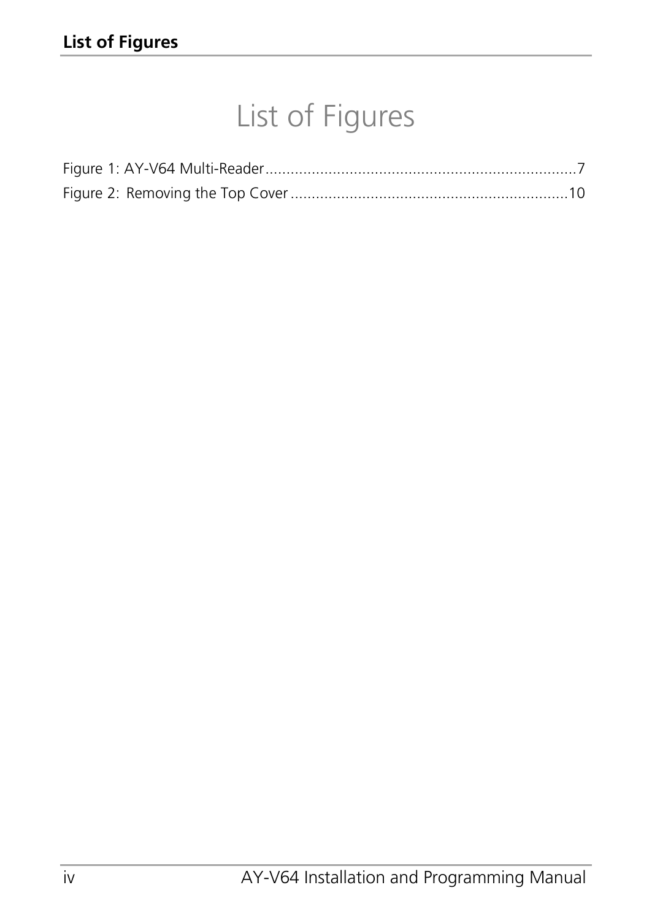# List of Figures

Figure 1: AY-V64 Multi-Reader..........................................................................7

Figure 2: Removing the Top Cover ..................................................................10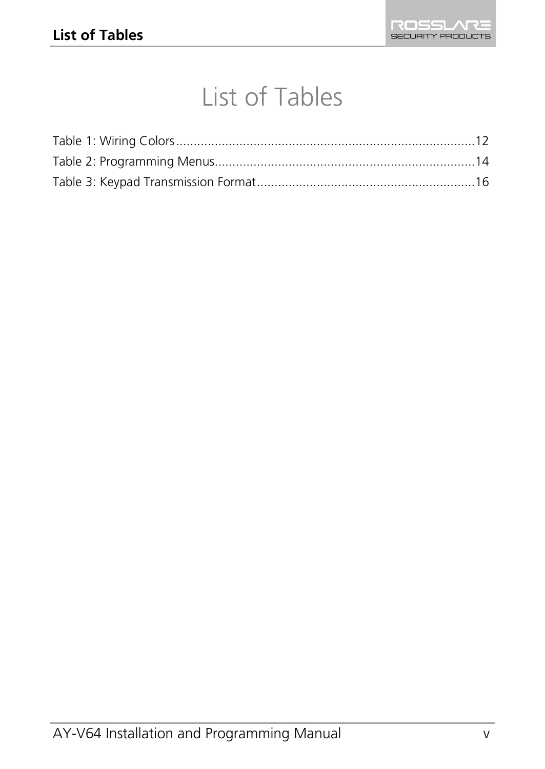# List of Tables

Table 1: Wiring Colors ....................................................................................12
Table 2: Programming Menus..........................................................................14
Table 3: Keypad Transmission Format..............................................................16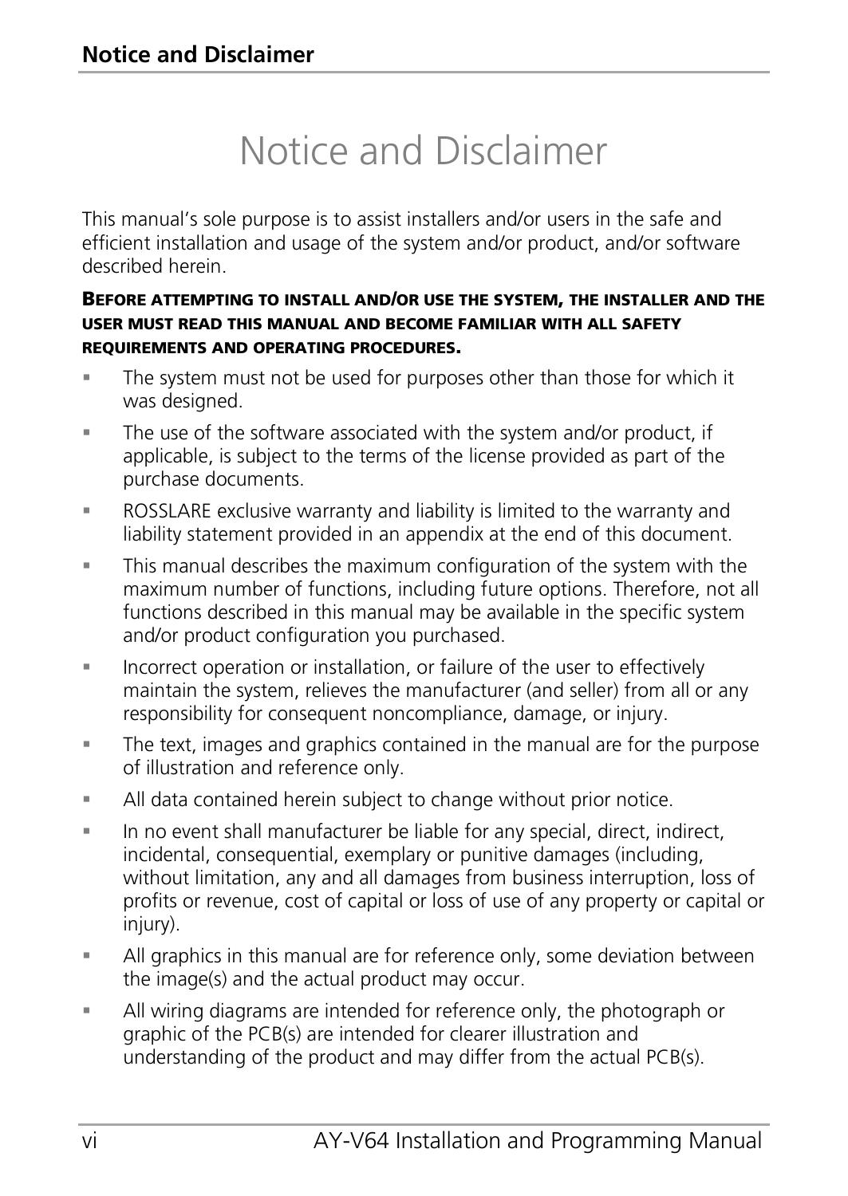# Notice and Disclaimer

This manual's sole purpose is to assist installers and/or users in the safe and efficient installation and usage of the system and/or product, and/or software described herein.

**BEFORE ATTEMPTING TO INSTALL AND/OR USE THE SYSTEM, THE INSTALLER AND THE USER MUST READ THIS MANUAL AND BECOME FAMILIAR WITH ALL SAFETY REQUIREMENTS AND OPERATING PROCEDURES.**

- The system must not be used for purposes other than those for which it was designed.
- The use of the software associated with the system and/or product, if applicable, is subject to the terms of the license provided as part of the purchase documents.
- ROSSLARE exclusive warranty and liability is limited to the warranty and liability statement provided in an appendix at the end of this document.
- This manual describes the maximum configuration of the system with the maximum number of functions, including future options. Therefore, not all functions described in this manual may be available in the specific system and/or product configuration you purchased.
- Incorrect operation or installation, or failure of the user to effectively maintain the system, relieves the manufacturer (and seller) from all or any responsibility for consequent noncompliance, damage, or injury.
- The text, images and graphics contained in the manual are for the purpose of illustration and reference only.
- All data contained herein subject to change without prior notice.
- In no event shall manufacturer be liable for any special, direct, indirect, incidental, consequential, exemplary or punitive damages (including, without limitation, any and all damages from business interruption, loss of profits or revenue, cost of capital or loss of use of any property or capital or injury).
- All graphics in this manual are for reference only, some deviation between the image(s) and the actual product may occur.
- All wiring diagrams are intended for reference only, the photograph or graphic of the PCB(s) are intended for clearer illustration and understanding of the product and may differ from the actual PCB(s).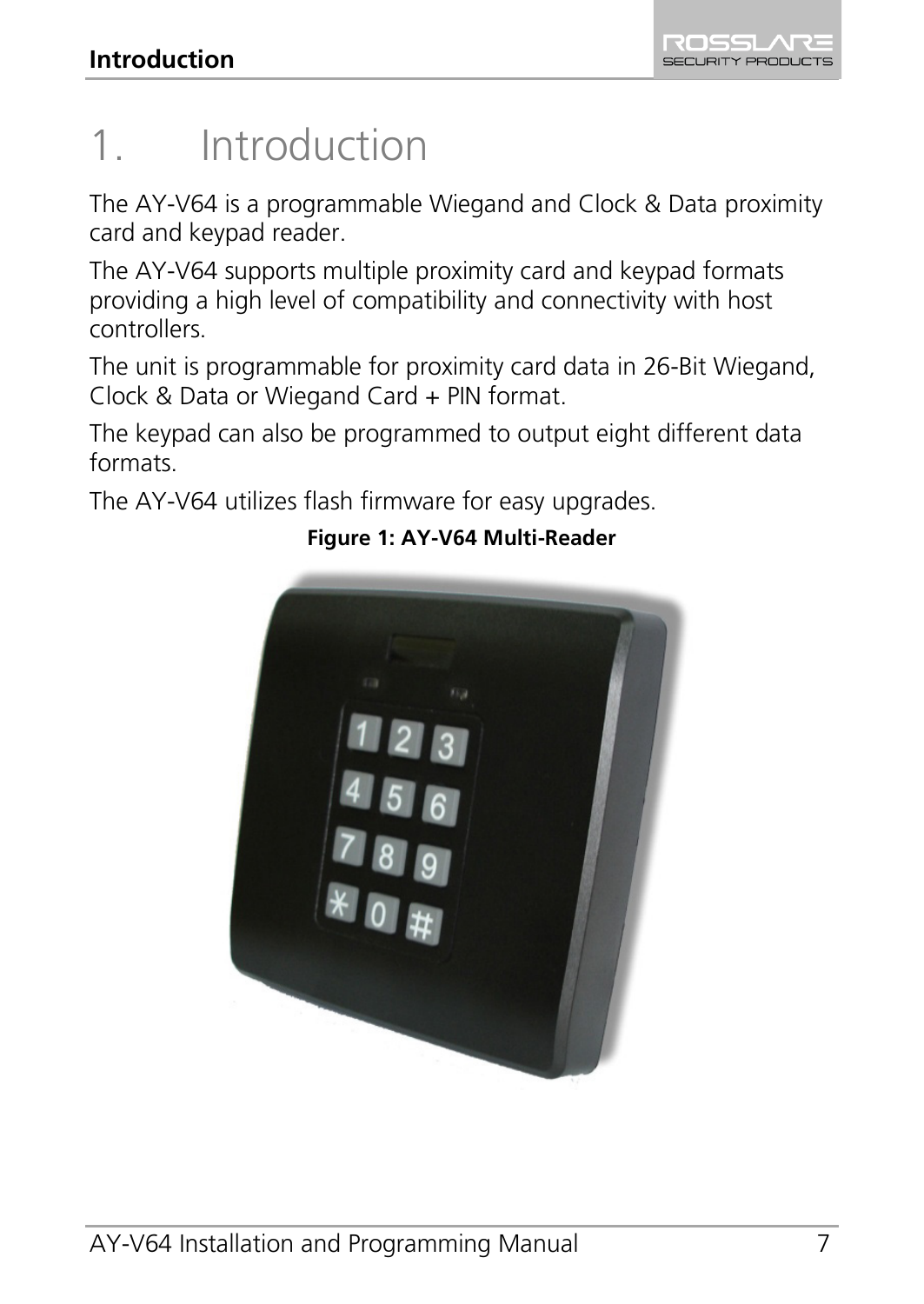# 1. Introduction

The AY-V64 is a programmable Wiegand and Clock & Data proximity card and keypad reader.

The AY-V64 supports multiple proximity card and keypad formats providing a high level of compatibility and connectivity with host controllers.

The unit is programmable for proximity card data in 26-Bit Wiegand, Clock & Data or Wiegand Card + PIN format.

The keypad can also be programmed to output eight different data formats.

The AY-V64 utilizes flash firmware for easy upgrades.

**Figure 1: AY-V64 Multi-Reader**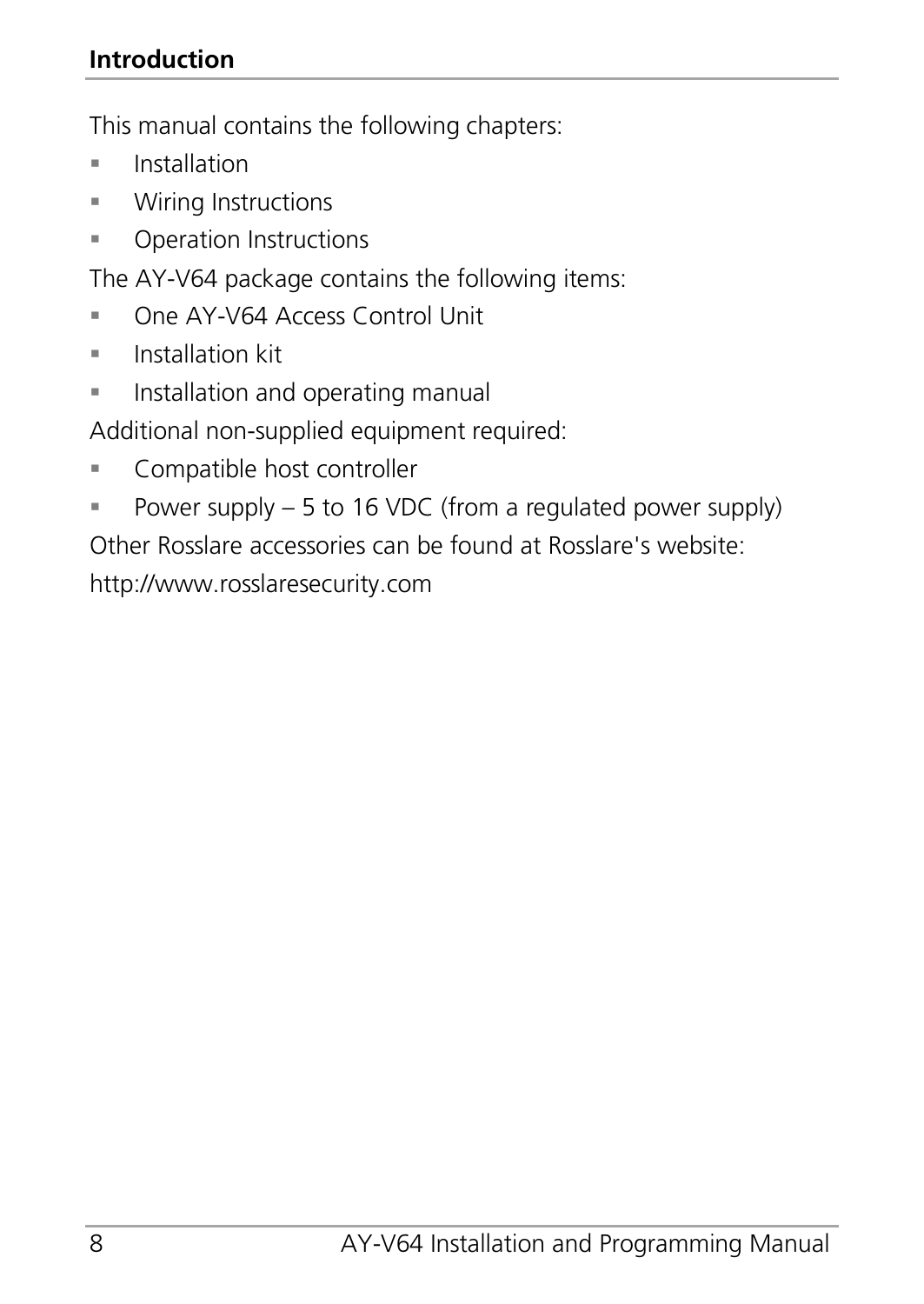This manual contains the following chapters:

- Installation
- Wiring Instructions
- Operation Instructions

The AY-V64 package contains the following items:

- One AY-V64 Access Control Unit
- Installation kit
- Installation and operating manual

Additional non-supplied equipment required:

- Compatible host controller
- Power supply – 5 to 16 VDC (from a regulated power supply)

Other Rosslare accessories can be found at Rosslare's website:

http://www.rosslaresecurity.com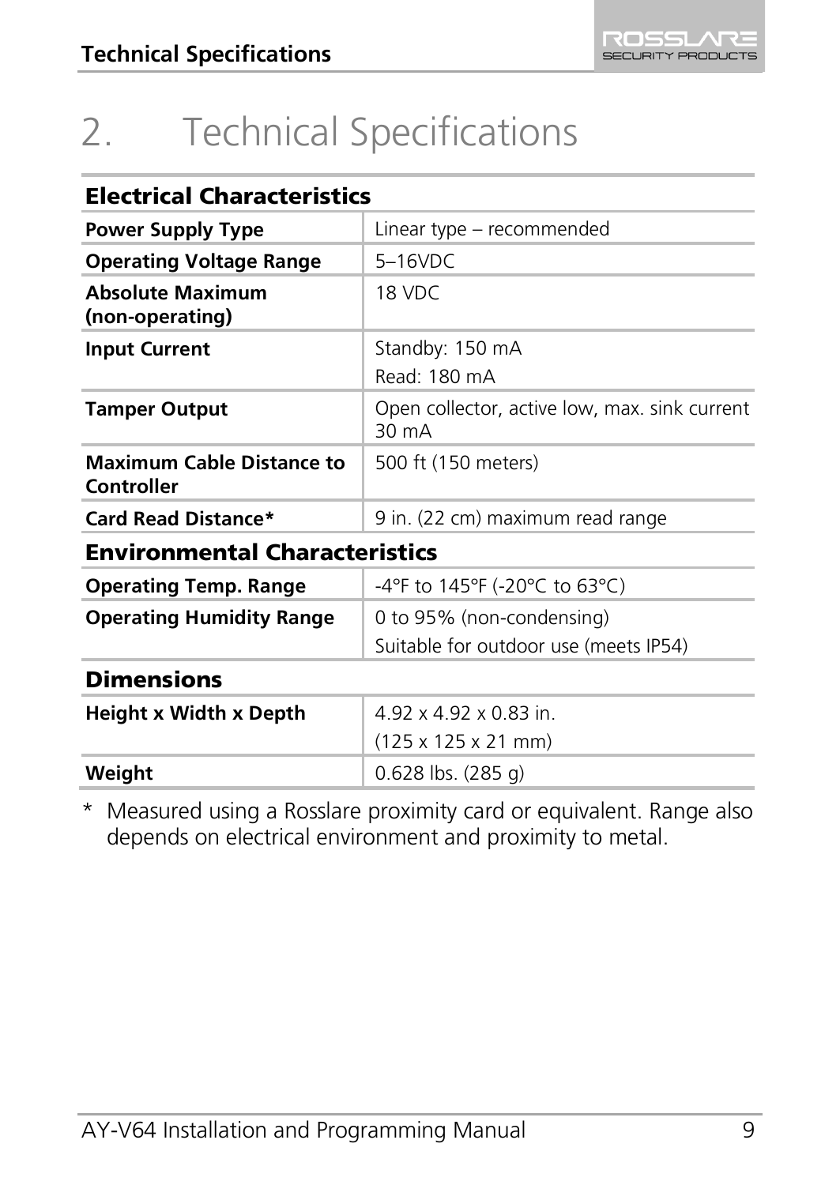// Page 9 transcription
# 2. Technical Specifications

| Electrical Characteristics | |
|---|---|
| **Power Supply Type** | Linear type – recommended |
| **Operating Voltage Range** | 5–16VDC |
| **Absolute Maximum (non-operating)** | 18 VDC |
| **Input Current** | Standby: 150 mA<br>Read: 180 mA |
| **Tamper Output** | Open collector, active low, max. sink current 30 mA |
| **Maximum Cable Distance to Controller** | 500 ft (150 meters) |
| **Card Read Distance*** | 9 in. (22 cm) maximum read range |
| **Environmental Characteristics** | |
| **Operating Temp. Range** | -4°F to 145°F (-20°C to 63°C) |
| **Operating Humidity Range** | 0 to 95% (non-condensing)<br>Suitable for outdoor use (meets IP54) |
| **Dimensions** | |
| **Height x Width x Depth** | 4.92 x 4.92 x 0.83 in.<br>(125 x 125 x 21 mm) |
| **Weight** | 0.628 lbs. (285 g) |

* Measured using a Rosslare proximity card or equivalent. Range also depends on electrical environment and proximity to metal.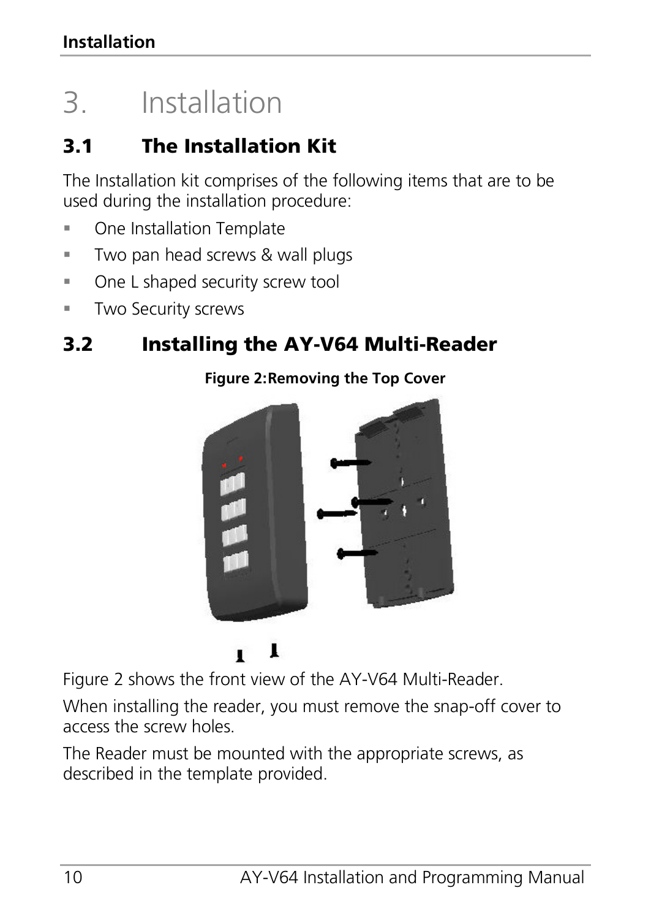# 3. Installation

## 3.1 The Installation Kit

The Installation kit comprises of the following items that are to be used during the installation procedure:

- One Installation Template
- Two pan head screws & wall plugs
- One L shaped security screw tool
- Two Security screws

## 3.2 Installing the AY-V64 Multi-Reader

**Figure 2:Removing the Top Cover**

Figure 2 shows the front view of the AY-V64 Multi-Reader.

When installing the reader, you must remove the snap-off cover to access the screw holes.

The Reader must be mounted with the appropriate screws, as described in the template provided.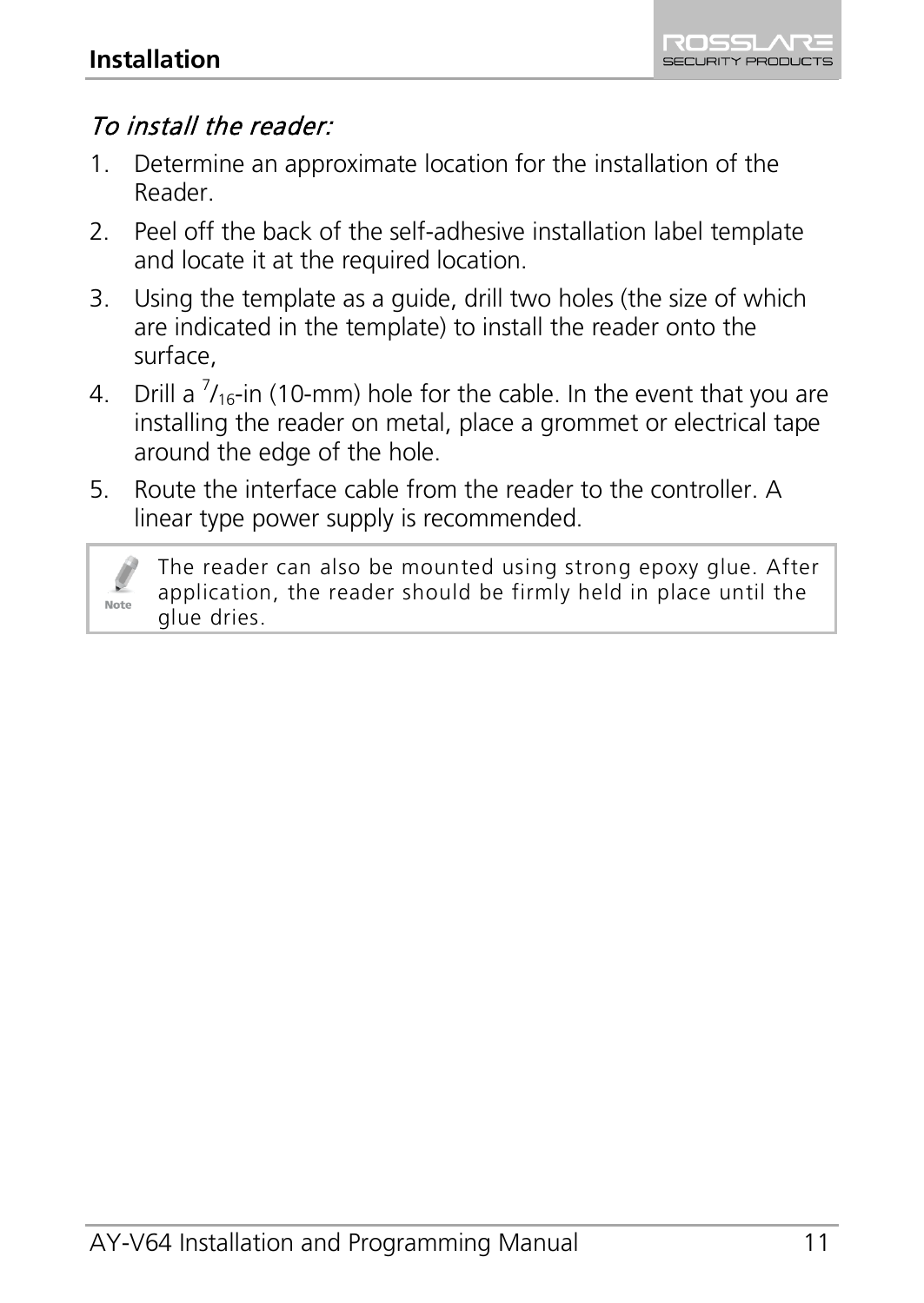*To install the reader:*

1. Determine an approximate location for the installation of the Reader.
2. Peel off the back of the self-adhesive installation label template and locate it at the required location.
3. Using the template as a guide, drill two holes (the size of which are indicated in the template) to install the reader onto the surface,
4. Drill a $^{7}/_{16}$-in (10-mm) hole for the cable. In the event that you are installing the reader on metal, place a grommet or electrical tape around the edge of the hole.
5. Route the interface cable from the reader to the controller. A linear type power supply is recommended.

> **Note:** The reader can also be mounted using strong epoxy glue. After application, the reader should be firmly held in place until the glue dries.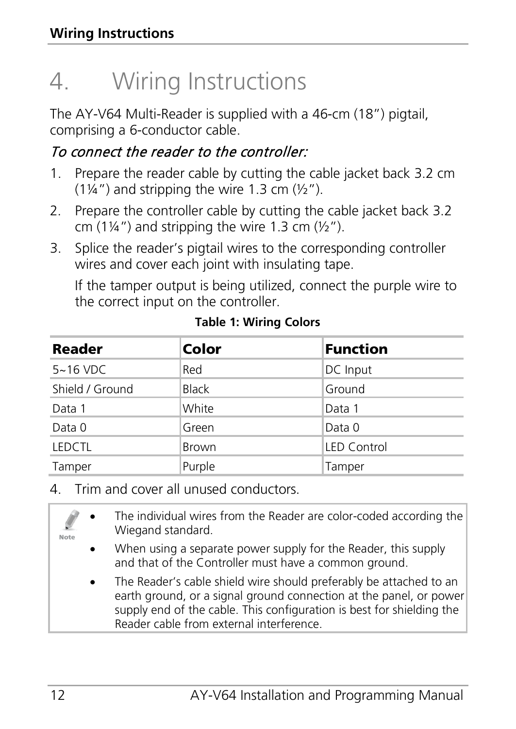# 4. Wiring Instructions

The AY-V64 Multi-Reader is supplied with a 46-cm (18”) pigtail, comprising a 6-conductor cable.

*To connect the reader to the controller:*

1. Prepare the reader cable by cutting the cable jacket back 3.2 cm (1¼”) and stripping the wire 1.3 cm (½”).
2. Prepare the controller cable by cutting the cable jacket back 3.2 cm (1¼”) and stripping the wire 1.3 cm (½”).
3. Splice the reader’s pigtail wires to the corresponding controller wires and cover each joint with insulating tape.

   If the tamper output is being utilized, connect the purple wire to the correct input on the controller.

**Table 1: Wiring Colors**

| Reader | Color | Function |
|---|---|---|
| 5~16 VDC | Red | DC Input |
| Shield / Ground | Black | Ground |
| Data 1 | White | Data 1 |
| Data 0 | Green | Data 0 |
| LEDCTL | Brown | LED Control |
| Tamper | Purple | Tamper |

4. Trim and cover all unused conductors.

**Note**

- The individual wires from the Reader are color-coded according the Wiegand standard.
- When using a separate power supply for the Reader, this supply and that of the Controller must have a common ground.
- The Reader’s cable shield wire should preferably be attached to an earth ground, or a signal ground connection at the panel, or power supply end of the cable. This configuration is best for shielding the Reader cable from external interference.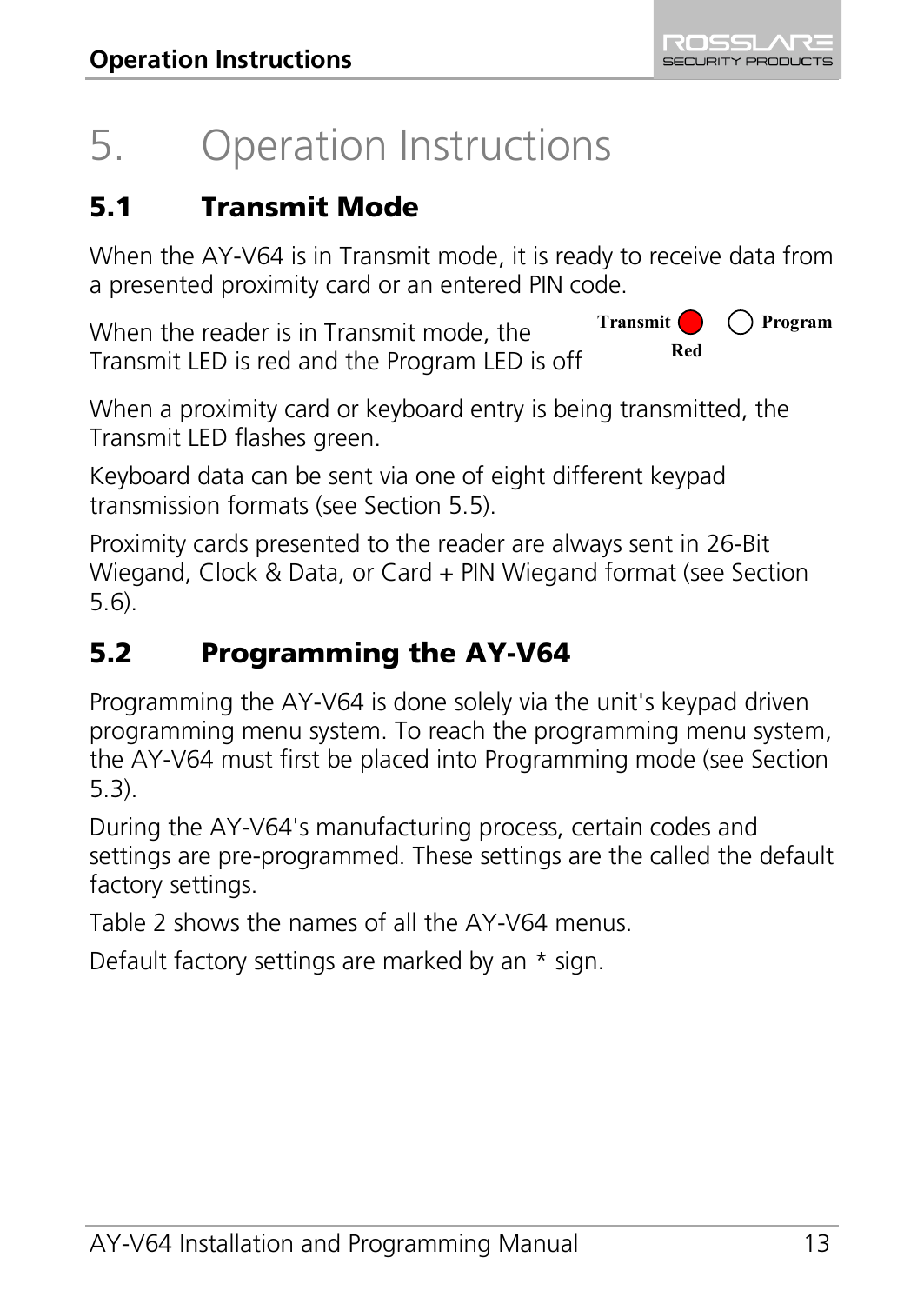# 5. Operation Instructions

## 5.1 Transmit Mode

When the AY-V64 is in Transmit mode, it is ready to receive data from a presented proximity card or an entered PIN code.

When the reader is in Transmit mode, the Transmit LED is red and the Program LED is off

Transmit Red    Program

When a proximity card or keyboard entry is being transmitted, the Transmit LED flashes green.

Keyboard data can be sent via one of eight different keypad transmission formats (see Section 5.5).

Proximity cards presented to the reader are always sent in 26-Bit Wiegand, Clock & Data, or Card + PIN Wiegand format (see Section 5.6).

## 5.2 Programming the AY-V64

Programming the AY-V64 is done solely via the unit's keypad driven programming menu system. To reach the programming menu system, the AY-V64 must first be placed into Programming mode (see Section 5.3).

During the AY-V64's manufacturing process, certain codes and settings are pre-programmed. These settings are the called the default factory settings.

Table 2 shows the names of all the AY-V64 menus.

Default factory settings are marked by an * sign.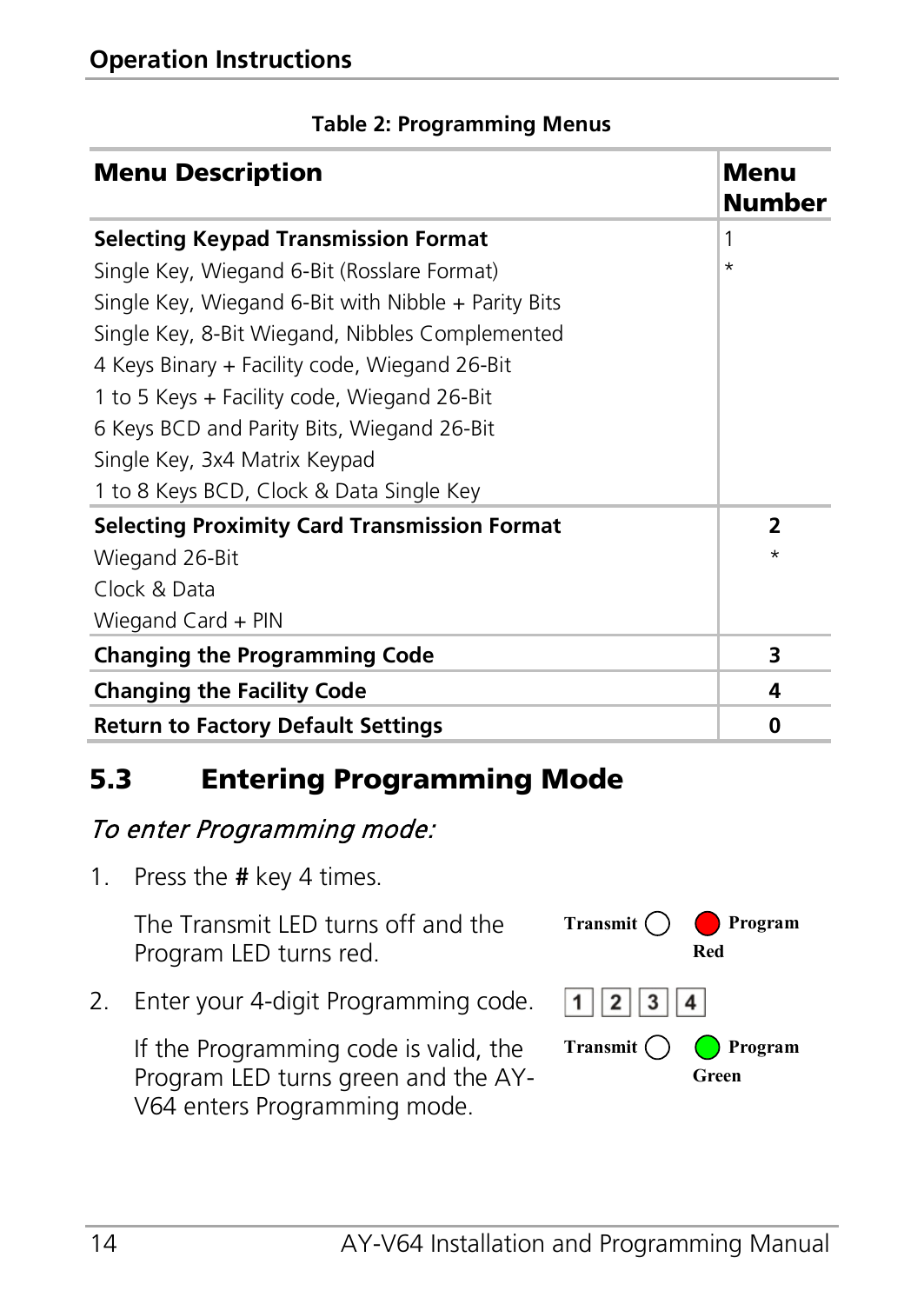Table 2: Programming Menus

| Menu Description | Menu Number |
|---|---|
| **Selecting Keypad Transmission Format** | 1 |
| Single Key, Wiegand 6-Bit (Rosslare Format) | * |
| Single Key, Wiegand 6-Bit with Nibble + Parity Bits | |
| Single Key, 8-Bit Wiegand, Nibbles Complemented | |
| 4 Keys Binary + Facility code, Wiegand 26-Bit | |
| 1 to 5 Keys + Facility code, Wiegand 26-Bit | |
| 6 Keys BCD and Parity Bits, Wiegand 26-Bit | |
| Single Key, 3x4 Matrix Keypad | |
| 1 to 8 Keys BCD, Clock & Data Single Key | |
| **Selecting Proximity Card Transmission Format** | **2** |
| Wiegand 26-Bit | * |
| Clock & Data | |
| Wiegand Card + PIN | |
| **Changing the Programming Code** | **3** |
| **Changing the Facility Code** | **4** |
| **Return to Factory Default Settings** | **0** |

## 5.3 Entering Programming Mode

*To enter Programming mode:*

1. Press the **#** key 4 times.

   The Transmit LED turns off and the Program LED turns red.

   Transmit ◯ Program Red

2. Enter your 4-digit Programming code.

   1 2 3 4

   If the Programming code is valid, the Program LED turns green and the AY-V64 enters Programming mode.

   Transmit ◯ Program Green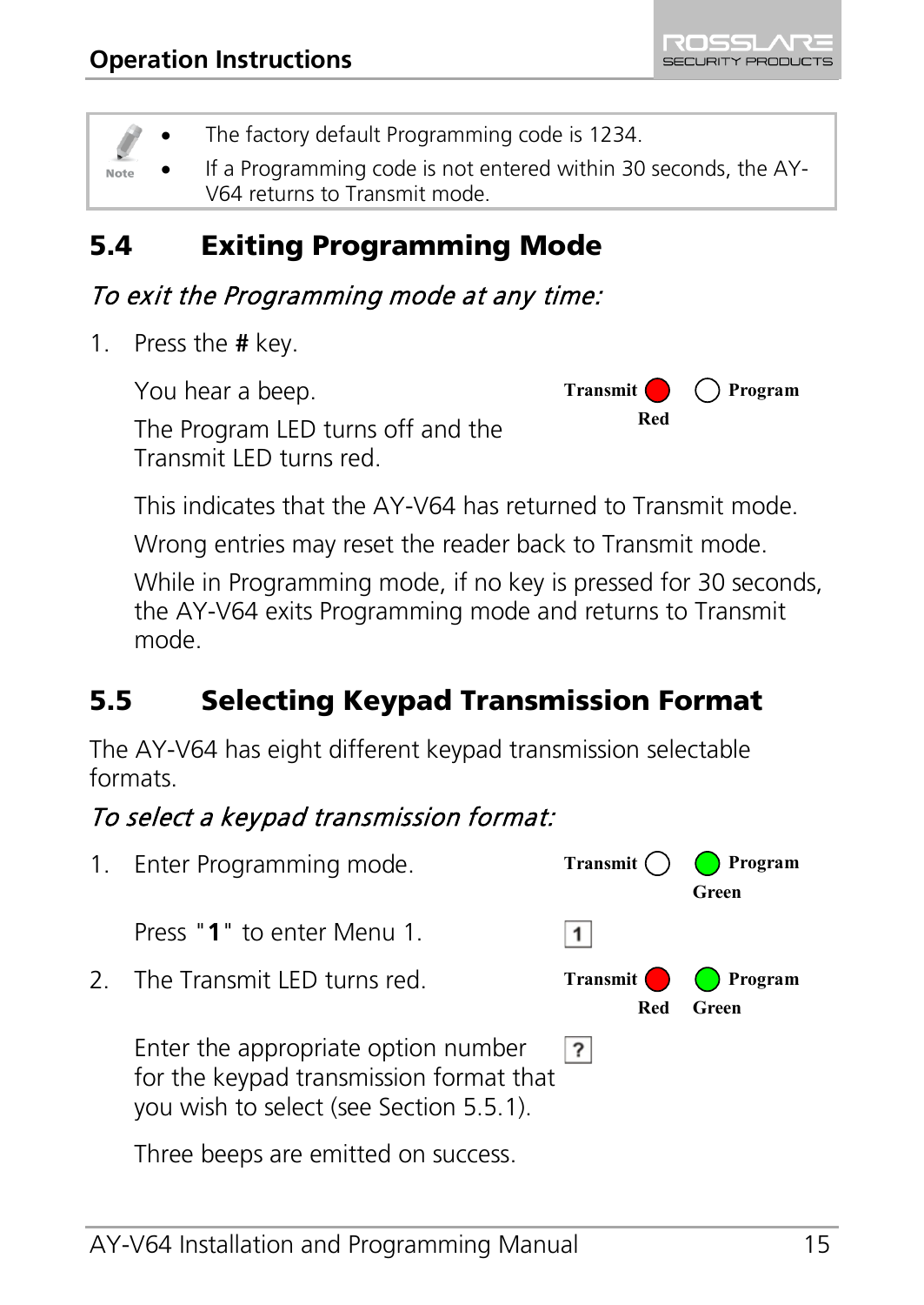> **Note**
> - The factory default Programming code is 1234.
> - If a Programming code is not entered within 30 seconds, the AY-V64 returns to Transmit mode.

## 5.4 Exiting Programming Mode

*To exit the Programming mode at any time:*

1. Press the **#** key.

   You hear a beep.

   The Program LED turns off and the Transmit LED turns red.

   Transmit (Red) ○ Program

   This indicates that the AY-V64 has returned to Transmit mode.

   Wrong entries may reset the reader back to Transmit mode.

   While in Programming mode, if no key is pressed for 30 seconds, the AY-V64 exits Programming mode and returns to Transmit mode.

## 5.5 Selecting Keypad Transmission Format

The AY-V64 has eight different keypad transmission selectable formats.

*To select a keypad transmission format:*

1. Enter Programming mode.

   Transmit ○ Program (Green)

   Press "**1**" to enter Menu 1.

   [1]

2. The Transmit LED turns red.

   Transmit (Red) Program (Green)

   Enter the appropriate option number for the keypad transmission format that you wish to select (see Section 5.5.1).

   [?]

   Three beeps are emitted on success.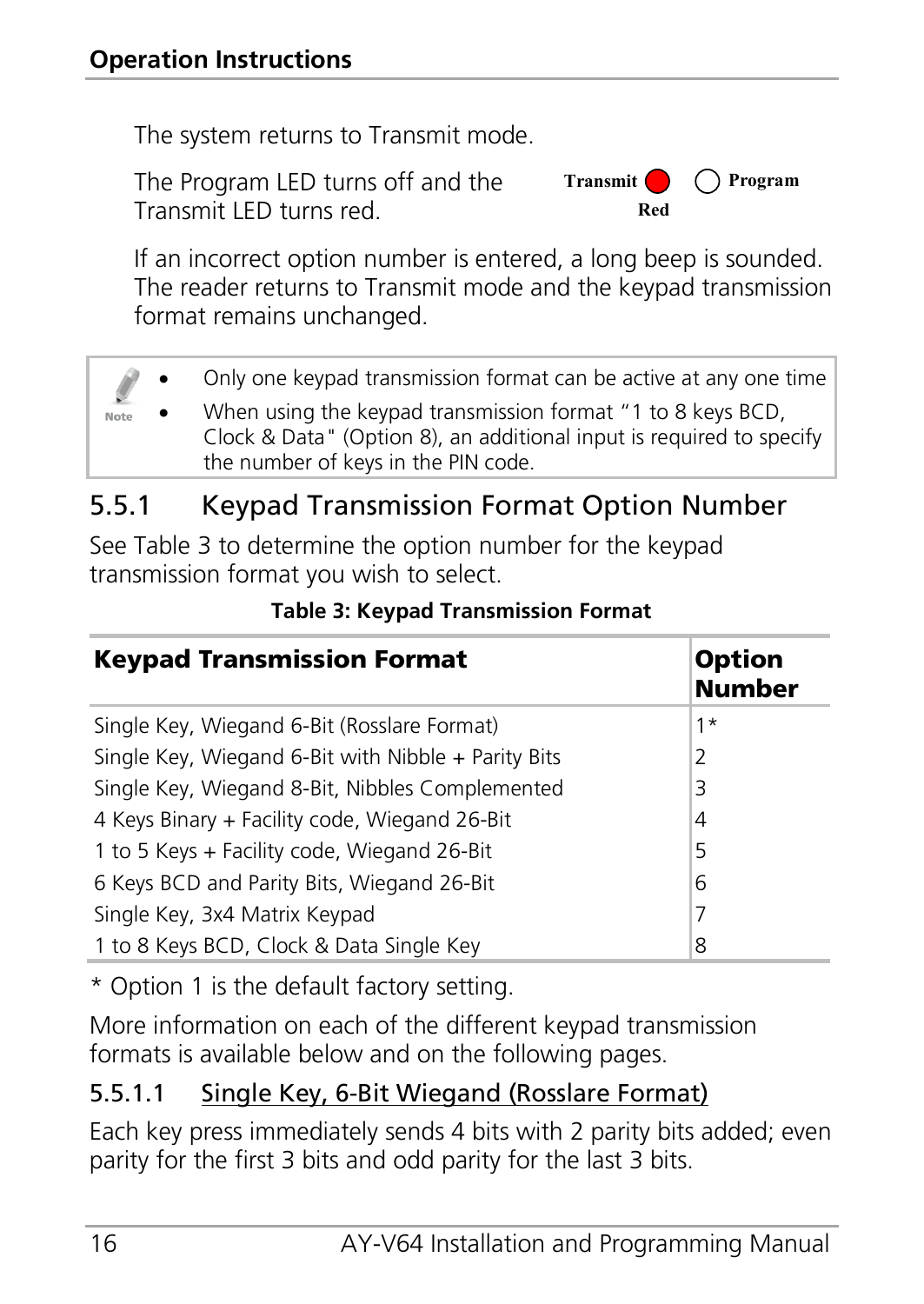The system returns to Transmit mode.

The Program LED turns off and the Transmit LED turns red.

Transmit (Red) ○ Program

If an incorrect option number is entered, a long beep is sounded. The reader returns to Transmit mode and the keypad transmission format remains unchanged.

**Note**

- Only one keypad transmission format can be active at any one time
- When using the keypad transmission format "1 to 8 keys BCD, Clock & Data" (Option 8), an additional input is required to specify the number of keys in the PIN code.

## 5.5.1 Keypad Transmission Format Option Number

See Table 3 to determine the option number for the keypad transmission format you wish to select.

**Table 3: Keypad Transmission Format**

| Keypad Transmission Format | Option Number |
|---|---|
| Single Key, Wiegand 6-Bit (Rosslare Format) | 1* |
| Single Key, Wiegand 6-Bit with Nibble + Parity Bits | 2 |
| Single Key, Wiegand 8-Bit, Nibbles Complemented | 3 |
| 4 Keys Binary + Facility code, Wiegand 26-Bit | 4 |
| 1 to 5 Keys + Facility code, Wiegand 26-Bit | 5 |
| 6 Keys BCD and Parity Bits, Wiegand 26-Bit | 6 |
| Single Key, 3x4 Matrix Keypad | 7 |
| 1 to 8 Keys BCD, Clock & Data Single Key | 8 |

* Option 1 is the default factory setting.

More information on each of the different keypad transmission formats is available below and on the following pages.

### 5.5.1.1 Single Key, 6-Bit Wiegand (Rosslare Format)

Each key press immediately sends 4 bits with 2 parity bits added; even parity for the first 3 bits and odd parity for the last 3 bits.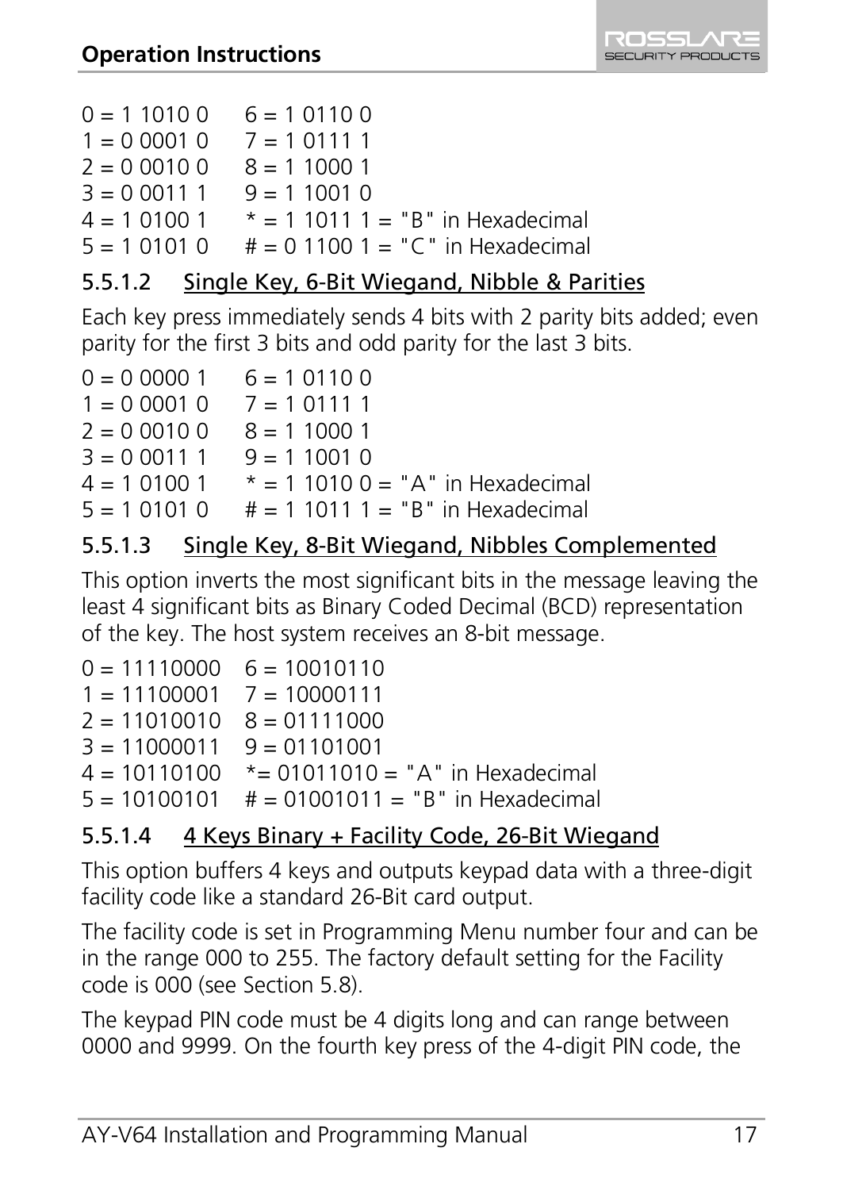0 = 1 1010 0 6 = 1 0110 0
1 = 0 0001 0 7 = 1 0111 1
2 = 0 0010 0 8 = 1 1000 1
3 = 0 0011 1 9 = 1 1001 0
4 = 1 0100 1 * = 1 1011 1 = "B" in Hexadecimal
5 = 1 0101 0 # = 0 1100 1 = "C" in Hexadecimal

### 5.5.1.2 Single Key, 6-Bit Wiegand, Nibble & Parities

Each key press immediately sends 4 bits with 2 parity bits added; even parity for the first 3 bits and odd parity for the last 3 bits.

0 = 0 0000 1 6 = 1 0110 0
1 = 0 0001 0 7 = 1 0111 1
2 = 0 0010 0 8 = 1 1000 1
3 = 0 0011 1 9 = 1 1001 0
4 = 1 0100 1 * = 1 1010 0 = "A" in Hexadecimal
5 = 1 0101 0 # = 1 1011 1 = "B" in Hexadecimal

### 5.5.1.3 Single Key, 8-Bit Wiegand, Nibbles Complemented

This option inverts the most significant bits in the message leaving the least 4 significant bits as Binary Coded Decimal (BCD) representation of the key. The host system receives an 8-bit message.

0 = 11110000 6 = 10010110
1 = 11100001 7 = 10000111
2 = 11010010 8 = 01111000
3 = 11000011 9 = 01101001
4 = 10110100 *= 01011010 = "A" in Hexadecimal
5 = 10100101 # = 01001011 = "B" in Hexadecimal

### 5.5.1.4 4 Keys Binary + Facility Code, 26-Bit Wiegand

This option buffers 4 keys and outputs keypad data with a three-digit facility code like a standard 26-Bit card output.

The facility code is set in Programming Menu number four and can be in the range 000 to 255. The factory default setting for the Facility code is 000 (see Section 5.8).

The keypad PIN code must be 4 digits long and can range between 0000 and 9999. On the fourth key press of the 4-digit PIN code, the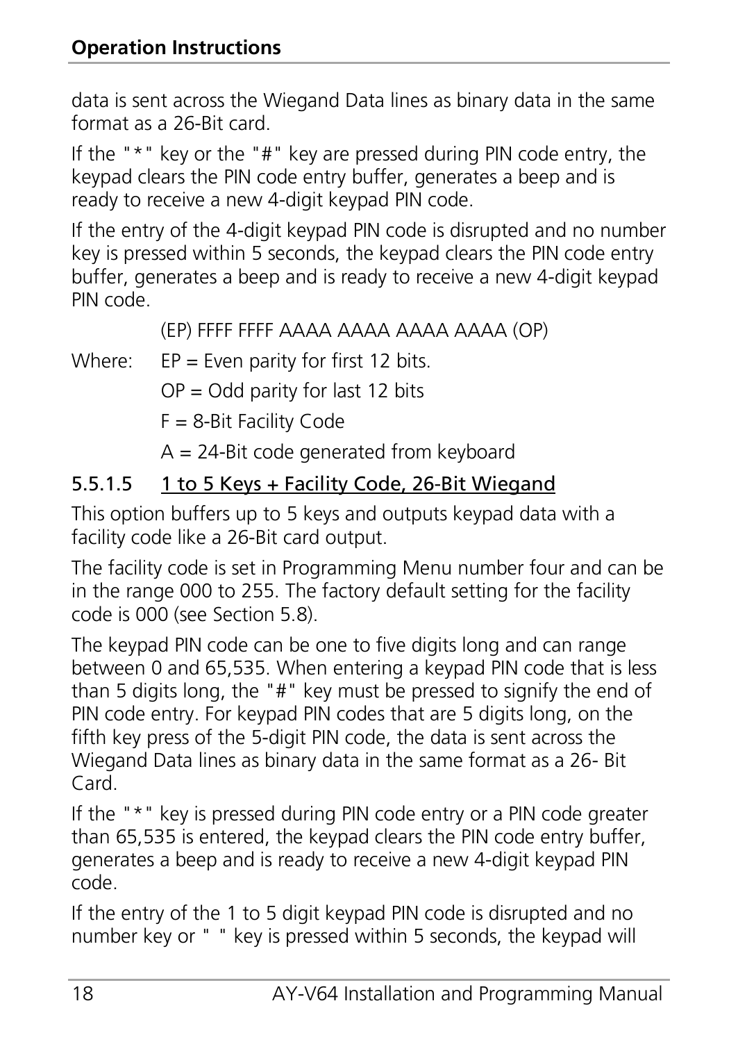data is sent across the Wiegand Data lines as binary data in the same format as a 26-Bit card.

If the "*" key or the "#" key are pressed during PIN code entry, the keypad clears the PIN code entry buffer, generates a beep and is ready to receive a new 4-digit keypad PIN code.

If the entry of the 4-digit keypad PIN code is disrupted and no number key is pressed within 5 seconds, the keypad clears the PIN code entry buffer, generates a beep and is ready to receive a new 4-digit keypad PIN code.

(EP) FFFF FFFF AAAA AAAA AAAA AAAA (OP)

Where: EP = Even parity for first 12 bits.

OP = Odd parity for last 12 bits

F = 8-Bit Facility Code

A = 24-Bit code generated from keyboard

#### 5.5.1.5 1 to 5 Keys + Facility Code, 26-Bit Wiegand

This option buffers up to 5 keys and outputs keypad data with a facility code like a 26-Bit card output.

The facility code is set in Programming Menu number four and can be in the range 000 to 255. The factory default setting for the facility code is 000 (see Section 5.8).

The keypad PIN code can be one to five digits long and can range between 0 and 65,535. When entering a keypad PIN code that is less than 5 digits long, the "#" key must be pressed to signify the end of PIN code entry. For keypad PIN codes that are 5 digits long, on the fifth key press of the 5-digit PIN code, the data is sent across the Wiegand Data lines as binary data in the same format as a 26- Bit Card.

If the "*" key is pressed during PIN code entry or a PIN code greater than 65,535 is entered, the keypad clears the PIN code entry buffer, generates a beep and is ready to receive a new 4-digit keypad PIN code.

If the entry of the 1 to 5 digit keypad PIN code is disrupted and no number key or " " key is pressed within 5 seconds, the keypad will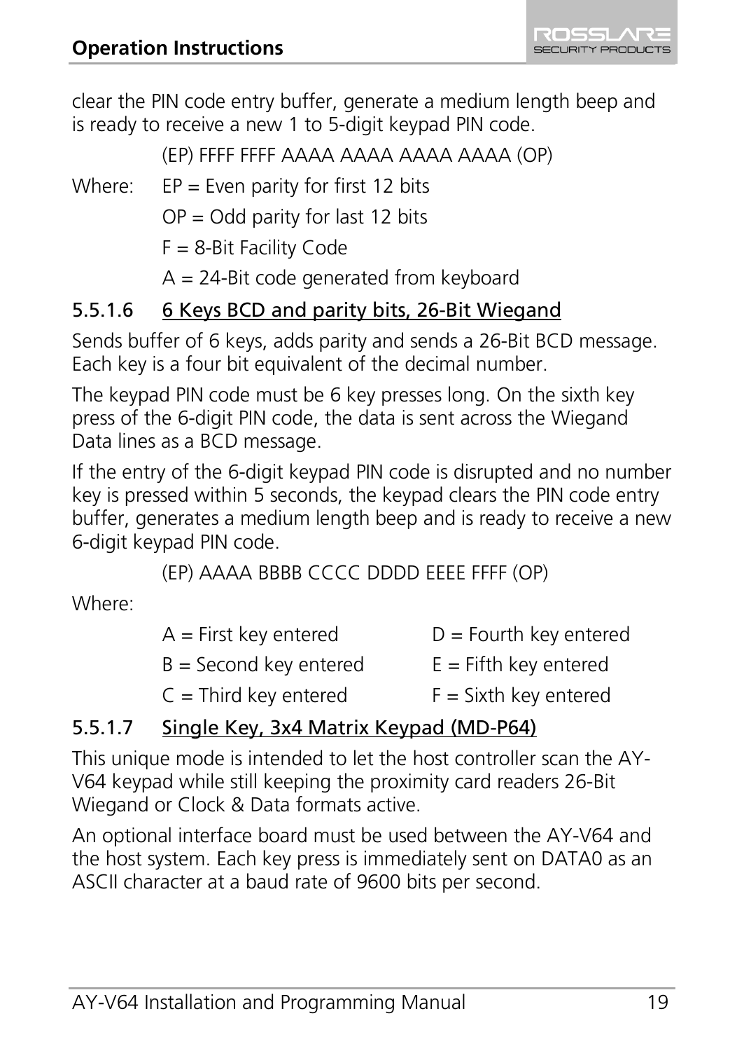clear the PIN code entry buffer, generate a medium length beep and is ready to receive a new 1 to 5-digit keypad PIN code.

(EP) FFFF FFFF AAAA AAAA AAAA AAAA (OP)

Where:
- EP = Even parity for first 12 bits
- OP = Odd parity for last 12 bits
- F = 8-Bit Facility Code
- A = 24-Bit code generated from keyboard

### 5.5.1.6 6 Keys BCD and parity bits, 26-Bit Wiegand

Sends buffer of 6 keys, adds parity and sends a 26-Bit BCD message. Each key is a four bit equivalent of the decimal number.

The keypad PIN code must be 6 key presses long. On the sixth key press of the 6-digit PIN code, the data is sent across the Wiegand Data lines as a BCD message.

If the entry of the 6-digit keypad PIN code is disrupted and no number key is pressed within 5 seconds, the keypad clears the PIN code entry buffer, generates a medium length beep and is ready to receive a new 6-digit keypad PIN code.

(EP) AAAA BBBB CCCC DDDD EEEE FFFF (OP)

Where:

- A = First key entered
- B = Second key entered
- C = Third key entered
- D = Fourth key entered
- E = Fifth key entered
- F = Sixth key entered

### 5.5.1.7 Single Key, 3x4 Matrix Keypad (MD-P64)

This unique mode is intended to let the host controller scan the AY-V64 keypad while still keeping the proximity card readers 26-Bit Wiegand or Clock & Data formats active.

An optional interface board must be used between the AY-V64 and the host system. Each key press is immediately sent on DATA0 as an ASCII character at a baud rate of 9600 bits per second.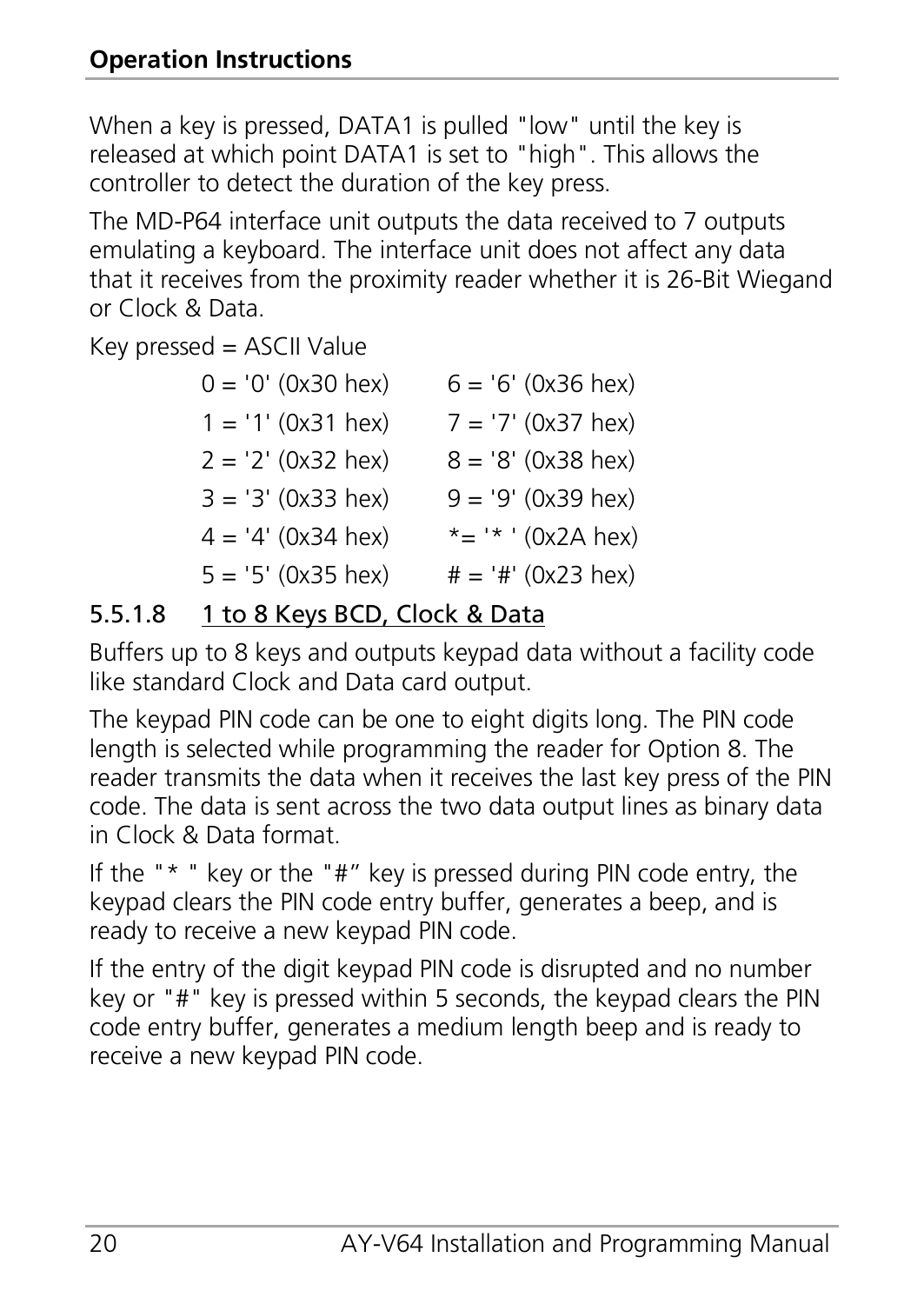When a key is pressed, DATA1 is pulled "low" until the key is released at which point DATA1 is set to "high". This allows the controller to detect the duration of the key press.

The MD-P64 interface unit outputs the data received to 7 outputs emulating a keyboard. The interface unit does not affect any data that it receives from the proximity reader whether it is 26-Bit Wiegand or Clock & Data.

Key pressed = ASCII Value

| | |
|---|---|
| 0 = '0' (0x30 hex) | 6 = '6' (0x36 hex) |
| 1 = '1' (0x31 hex) | 7 = '7' (0x37 hex) |
| 2 = '2' (0x32 hex) | 8 = '8' (0x38 hex) |
| 3 = '3' (0x33 hex) | 9 = '9' (0x39 hex) |
| 4 = '4' (0x34 hex) | *= '* ' (0x2A hex) |
| 5 = '5' (0x35 hex) | # = '#' (0x23 hex) |

#### 5.5.1.8 1 to 8 Keys BCD, Clock & Data

Buffers up to 8 keys and outputs keypad data without a facility code like standard Clock and Data card output.

The keypad PIN code can be one to eight digits long. The PIN code length is selected while programming the reader for Option 8. The reader transmits the data when it receives the last key press of the PIN code. The data is sent across the two data output lines as binary data in Clock & Data format.

If the "* " key or the "#” key is pressed during PIN code entry, the keypad clears the PIN code entry buffer, generates a beep, and is ready to receive a new keypad PIN code.

If the entry of the digit keypad PIN code is disrupted and no number key or "#" key is pressed within 5 seconds, the keypad clears the PIN code entry buffer, generates a medium length beep and is ready to receive a new keypad PIN code.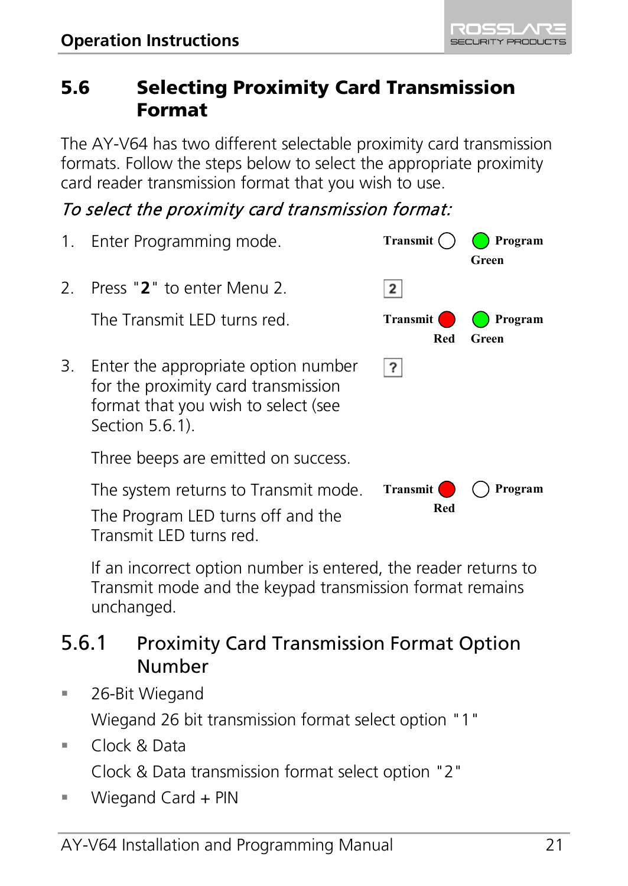## 5.6 Selecting Proximity Card Transmission Format

The AY-V64 has two different selectable proximity card transmission formats. Follow the steps below to select the appropriate proximity card reader transmission format that you wish to use.

*To select the proximity card transmission format:*

1. Enter Programming mode.

   Transmit ○ ● Program
   Green

2. Press "**2**" to enter Menu 2.

   [2]

   The Transmit LED turns red.

   Transmit ● ● Program
   Red Green

3. Enter the appropriate option number for the proximity card transmission format that you wish to select (see Section 5.6.1).

   [?]

   Three beeps are emitted on success.

   The system returns to Transmit mode.

   The Program LED turns off and the Transmit LED turns red.

   Transmit ● ○ Program
   Red

   If an incorrect option number is entered, the reader returns to Transmit mode and the keypad transmission format remains unchanged.

### 5.6.1 Proximity Card Transmission Format Option Number

- 26-Bit Wiegand

  Wiegand 26 bit transmission format select option "1"

- Clock & Data

  Clock & Data transmission format select option "2"

- Wiegand Card + PIN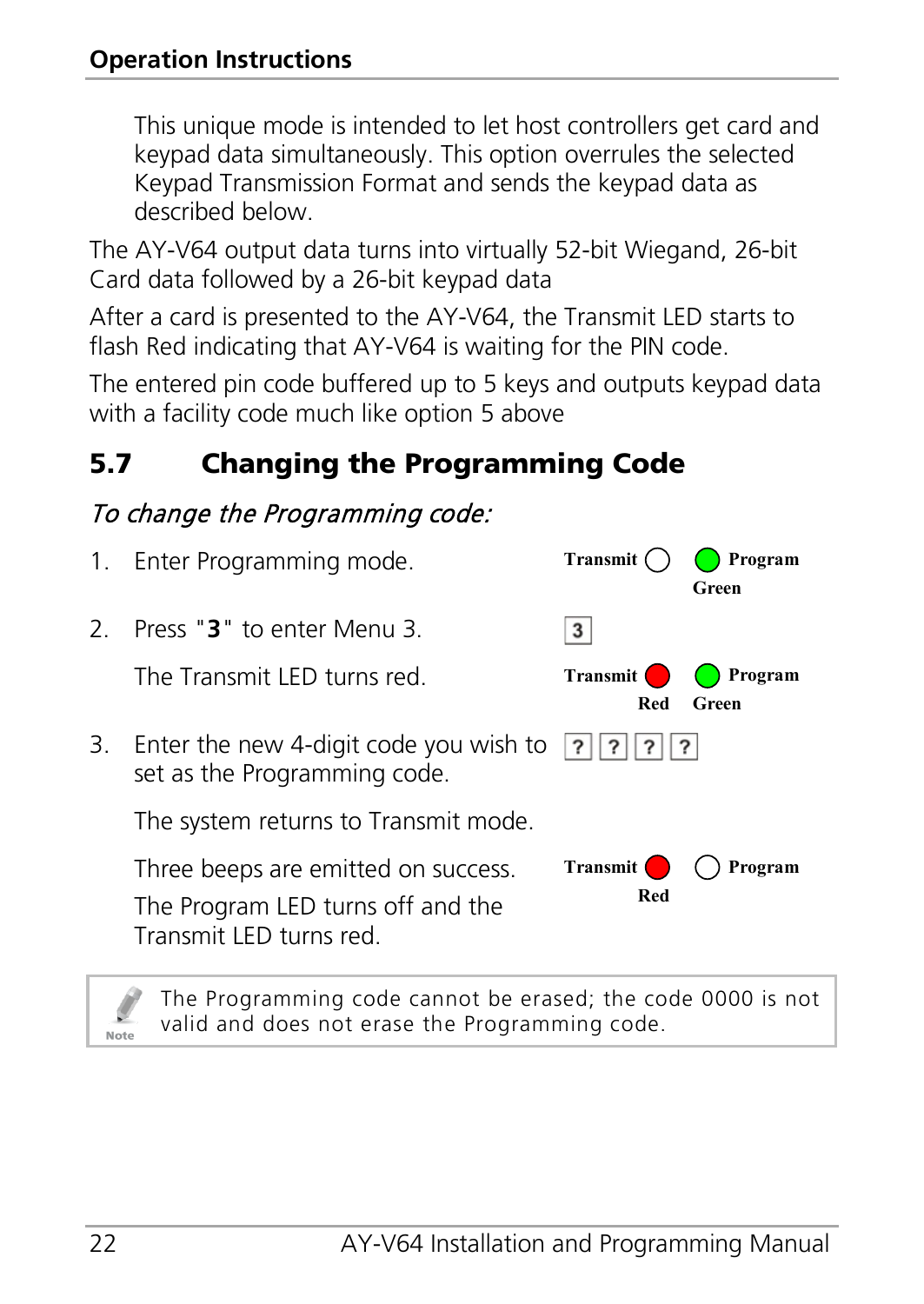This unique mode is intended to let host controllers get card and keypad data simultaneously. This option overrules the selected Keypad Transmission Format and sends the keypad data as described below.

The AY-V64 output data turns into virtually 52-bit Wiegand, 26-bit Card data followed by a 26-bit keypad data

After a card is presented to the AY-V64, the Transmit LED starts to flash Red indicating that AY-V64 is waiting for the PIN code.

The entered pin code buffered up to 5 keys and outputs keypad data with a facility code much like option 5 above

## 5.7 Changing the Programming Code

*To change the Programming code:*

1. Enter Programming mode.

   Transmit (off) — Program: Green

2. Press "**3**" to enter Menu 3.

   [3]

   The Transmit LED turns red.

   Transmit: Red — Program: Green

3. Enter the new 4-digit code you wish to set as the Programming code.

   [?] [?] [?] [?]

   The system returns to Transmit mode.

   Three beeps are emitted on success.

   The Program LED turns off and the Transmit LED turns red.

   Transmit: Red — Program (off)

> **Note:** The Programming code cannot be erased; the code 0000 is not valid and does not erase the Programming code.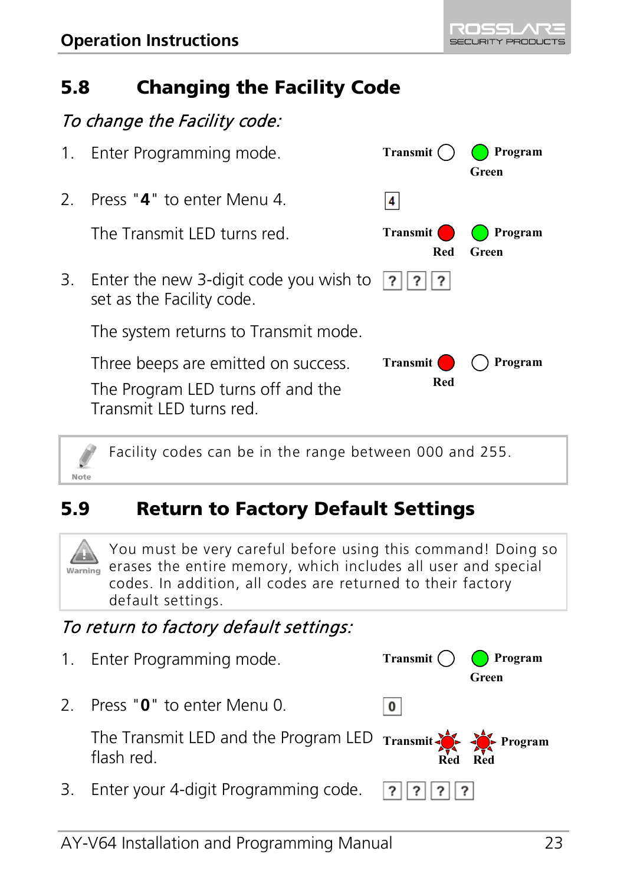## 5.8 Changing the Facility Code

*To change the Facility code:*

1. Enter Programming mode.

   Transmit ○ / Program ● Green

2. Press "**4**" to enter Menu 4.

   [4]

   The Transmit LED turns red.

   Transmit ● Red / Program ● Green

3. Enter the new 3-digit code you wish to set as the Facility code.

   [?] [?] [?]

   The system returns to Transmit mode.

   Three beeps are emitted on success.

   The Program LED turns off and the Transmit LED turns red.

   Transmit ● Red / Program ○

> **Note:** Facility codes can be in the range between 000 and 255.

## 5.9 Return to Factory Default Settings

> **Warning:** You must be very careful before using this command! Doing so erases the entire memory, which includes all user and special codes. In addition, all codes are returned to their factory default settings.

*To return to factory default settings:*

1. Enter Programming mode.

   Transmit ○ / Program ● Green

2. Press "**0**" to enter Menu 0.

   [0]

   The Transmit LED and the Program LED flash red.

   Transmit (flashing) Red / Program (flashing) Red

3. Enter your 4-digit Programming code.

   [?] [?] [?] [?]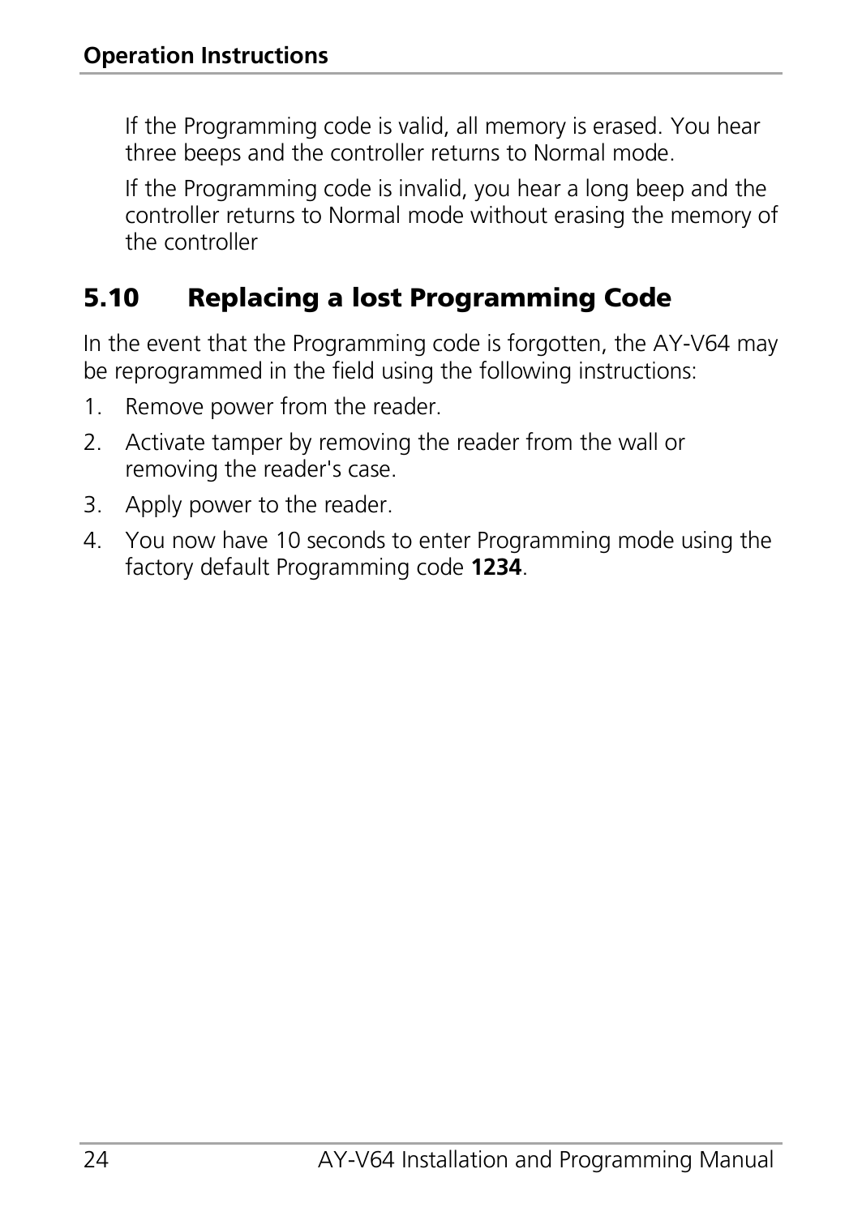If the Programming code is valid, all memory is erased. You hear three beeps and the controller returns to Normal mode.

If the Programming code is invalid, you hear a long beep and the controller returns to Normal mode without erasing the memory of the controller

## 5.10 Replacing a lost Programming Code

In the event that the Programming code is forgotten, the AY-V64 may be reprogrammed in the field using the following instructions:

1. Remove power from the reader.
2. Activate tamper by removing the reader from the wall or removing the reader's case.
3. Apply power to the reader.
4. You now have 10 seconds to enter Programming mode using the factory default Programming code **1234**.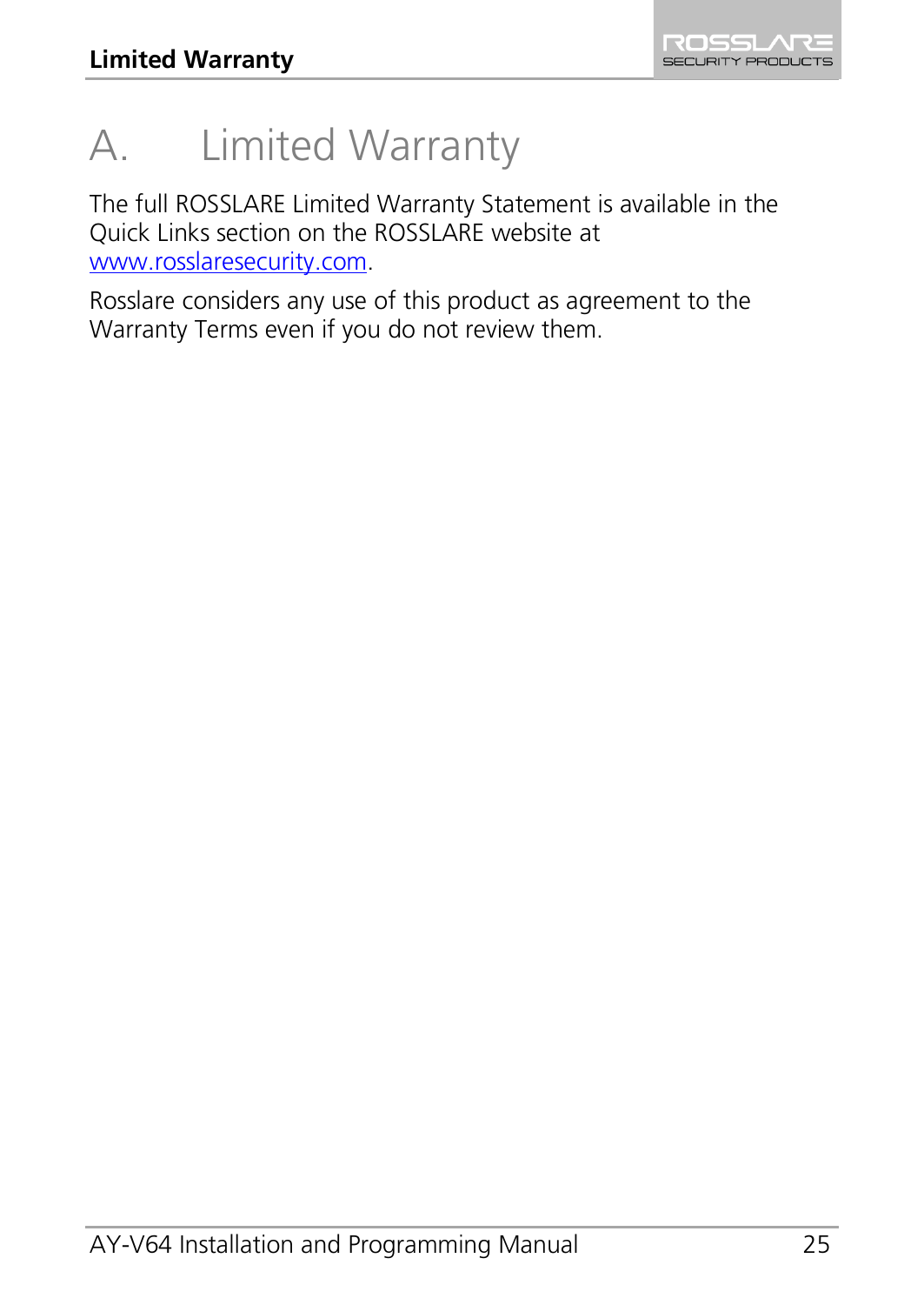# A. Limited Warranty

The full ROSSLARE Limited Warranty Statement is available in the Quick Links section on the ROSSLARE website at www.rosslaresecurity.com.

Rosslare considers any use of this product as agreement to the Warranty Terms even if you do not review them.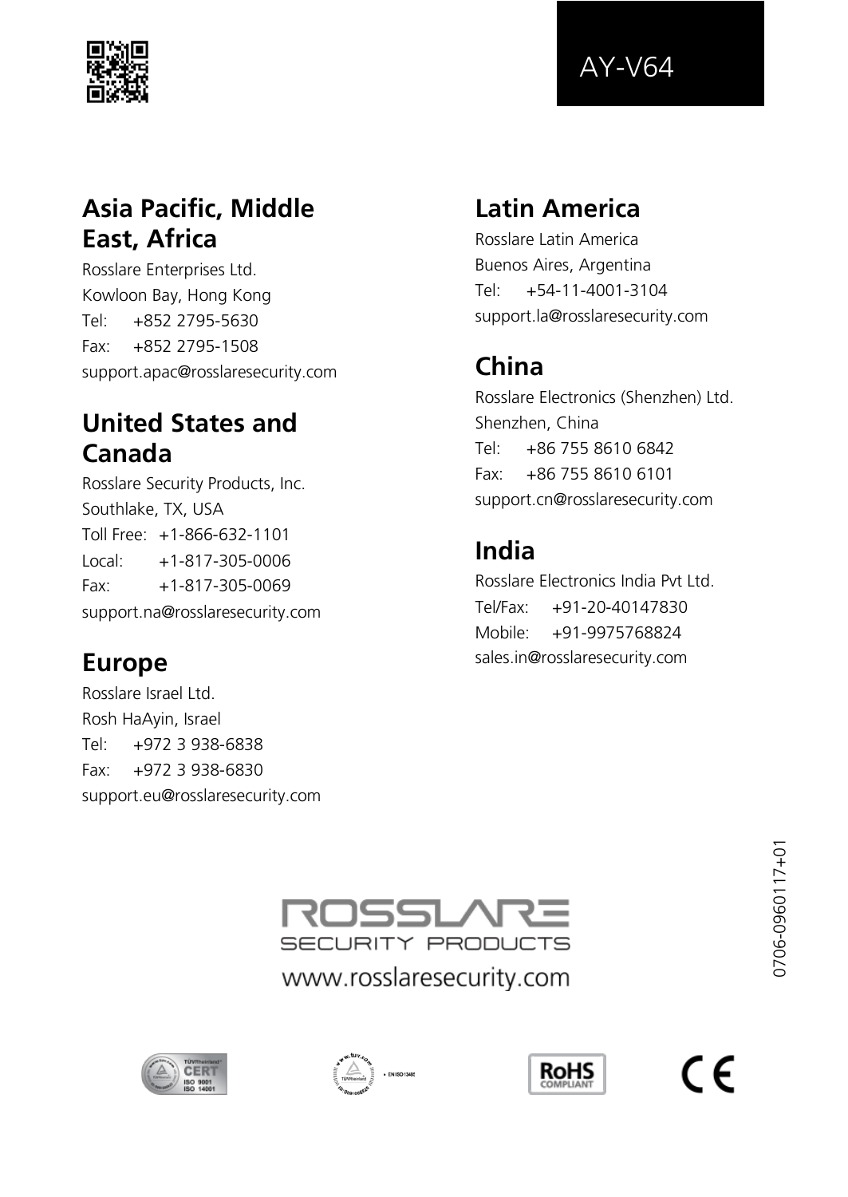AY-V64

## Asia Pacific, Middle East, Africa

Rosslare Enterprises Ltd.
Kowloon Bay, Hong Kong
Tel: +852 2795-5630
Fax: +852 2795-1508
support.apac@rosslaresecurity.com

## United States and Canada

Rosslare Security Products, Inc.
Southlake, TX, USA
Toll Free: +1-866-632-1101
Local: +1-817-305-0006
Fax: +1-817-305-0069
support.na@rosslaresecurity.com

## Europe

Rosslare Israel Ltd.
Rosh HaAyin, Israel
Tel: +972 3 938-6838
Fax: +972 3 938-6830
support.eu@rosslaresecurity.com

## Latin America

Rosslare Latin America
Buenos Aires, Argentina
Tel: +54-11-4001-3104
support.la@rosslaresecurity.com

## China

Rosslare Electronics (Shenzhen) Ltd.
Shenzhen, China
Tel: +86 755 8610 6842
Fax: +86 755 8610 6101
support.cn@rosslaresecurity.com

## India

Rosslare Electronics India Pvt Ltd.
Tel/Fax: +91-20-40147830
Mobile: +91-9975768824
sales.in@rosslaresecurity.com

ROSSLARE
SECURITY PRODUCTS
www.rosslaresecurity.com

0706-0960117+01